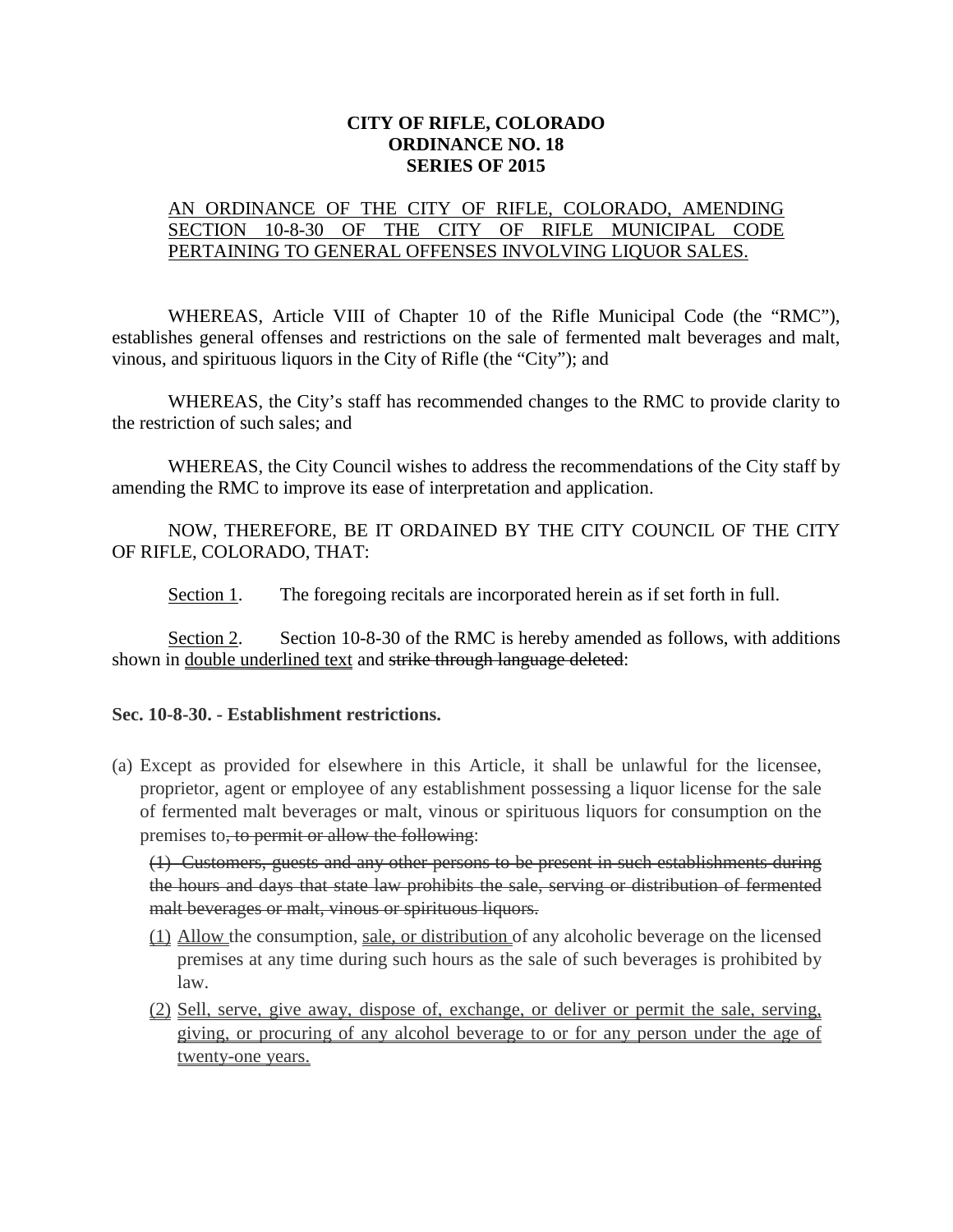**CITY OF RIFLE, COLORADO**
**ORDINANCE NO. 18**
**SERIES OF 2015**

AN ORDINANCE OF THE CITY OF RIFLE, COLORADO, AMENDING SECTION 10-8-30 OF THE CITY OF RIFLE MUNICIPAL CODE PERTAINING TO GENERAL OFFENSES INVOLVING LIQUOR SALES.

WHEREAS, Article VIII of Chapter 10 of the Rifle Municipal Code (the "RMC"), establishes general offenses and restrictions on the sale of fermented malt beverages and malt, vinous, and spirituous liquors in the City of Rifle (the "City"); and

WHEREAS, the City's staff has recommended changes to the RMC to provide clarity to the restriction of such sales; and

WHEREAS, the City Council wishes to address the recommendations of the City staff by amending the RMC to improve its ease of interpretation and application.

NOW, THEREFORE, BE IT ORDAINED BY THE CITY COUNCIL OF THE CITY OF RIFLE, COLORADO, THAT:

Section 1. The foregoing recitals are incorporated herein as if set forth in full.

Section 2. Section 10-8-30 of the RMC is hereby amended as follows, with additions shown in <u>double underlined text</u> and ~~strike through language deleted~~:

**Sec. 10-8-30. - Establishment restrictions.**

(a) Except as provided for elsewhere in this Article, it shall be unlawful for the licensee, proprietor, agent or employee of any establishment possessing a liquor license for the sale of fermented malt beverages or malt, vinous or spirituous liquors for consumption on the premises to~~, to permit or allow the following~~:

~~(1) Customers, guests and any other persons to be present in such establishments during the hours and days that state law prohibits the sale, serving or distribution of fermented malt beverages or malt, vinous or spirituous liquors.~~

<u>(1)</u> <u>Allow</u> the consumption, <u>sale, or distribution</u> of any alcoholic beverage on the licensed premises at any time during such hours as the sale of such beverages is prohibited by law.

<u>(2)</u> <u>Sell, serve, give away, dispose of, exchange, or deliver or permit the sale, serving, giving, or procuring of any alcohol beverage to or for any person under the age of twenty-one years.</u>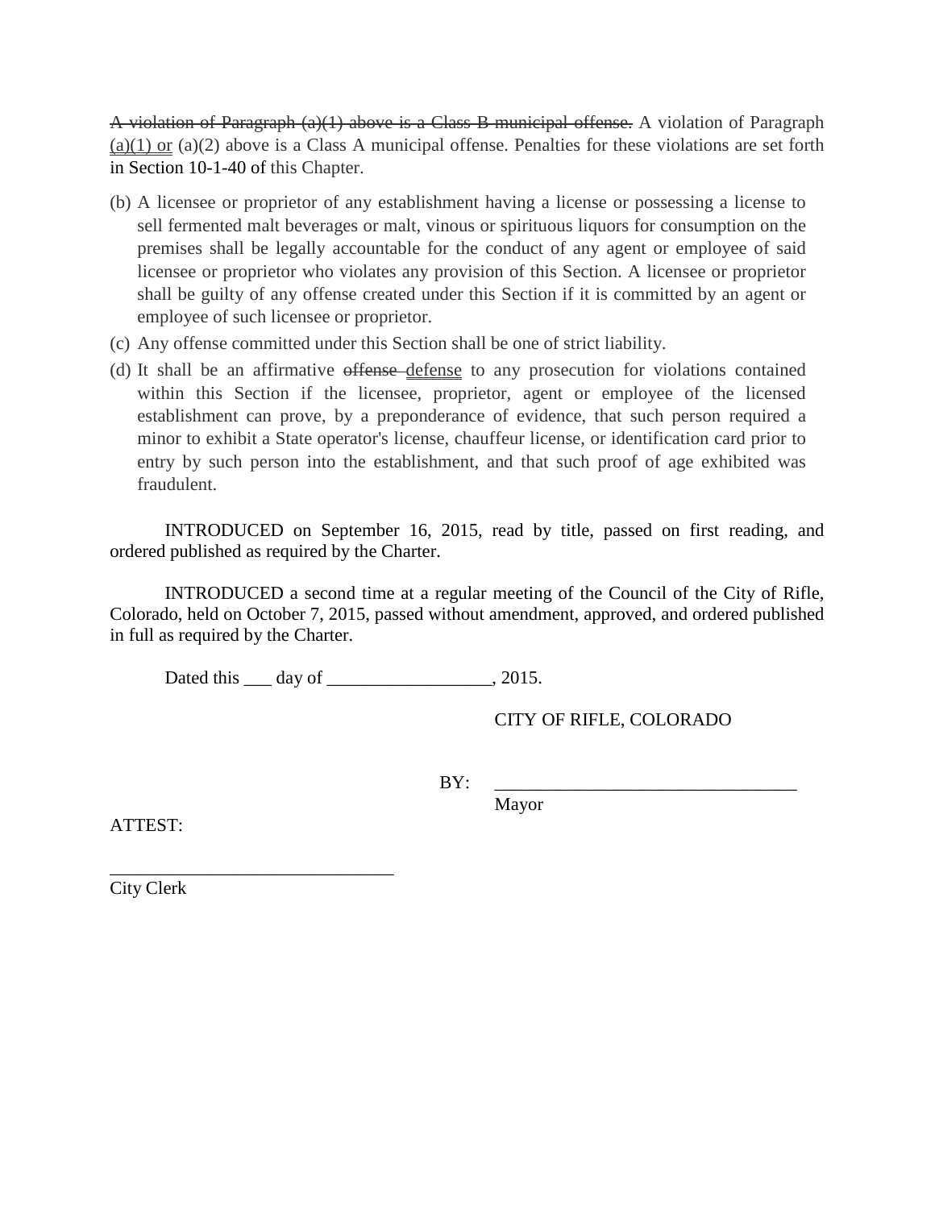~~A violation of Paragraph (a)(1) above is a Class B municipal offense.~~ A violation of Paragraph (a)(1) or (a)(2) above is a Class A municipal offense. Penalties for these violations are set forth in Section 10-1-40 of this Chapter.

(b) A licensee or proprietor of any establishment having a license or possessing a license to sell fermented malt beverages or malt, vinous or spirituous liquors for consumption on the premises shall be legally accountable for the conduct of any agent or employee of said licensee or proprietor who violates any provision of this Section. A licensee or proprietor shall be guilty of any offense created under this Section if it is committed by an agent or employee of such licensee or proprietor.

(c) Any offense committed under this Section shall be one of strict liability.

(d) It shall be an affirmative ~~offense~~ defense to any prosecution for violations contained within this Section if the licensee, proprietor, agent or employee of the licensed establishment can prove, by a preponderance of evidence, that such person required a minor to exhibit a State operator's license, chauffeur license, or identification card prior to entry by such person into the establishment, and that such proof of age exhibited was fraudulent.

INTRODUCED on September 16, 2015, read by title, passed on first reading, and ordered published as required by the Charter.

INTRODUCED a second time at a regular meeting of the Council of the City of Rifle, Colorado, held on October 7, 2015, passed without amendment, approved, and ordered published in full as required by the Charter.

Dated this ___ day of __________________, 2015.

CITY OF RIFLE, COLORADO

BY: _________________________________
Mayor

ATTEST:

_______________________________
City Clerk